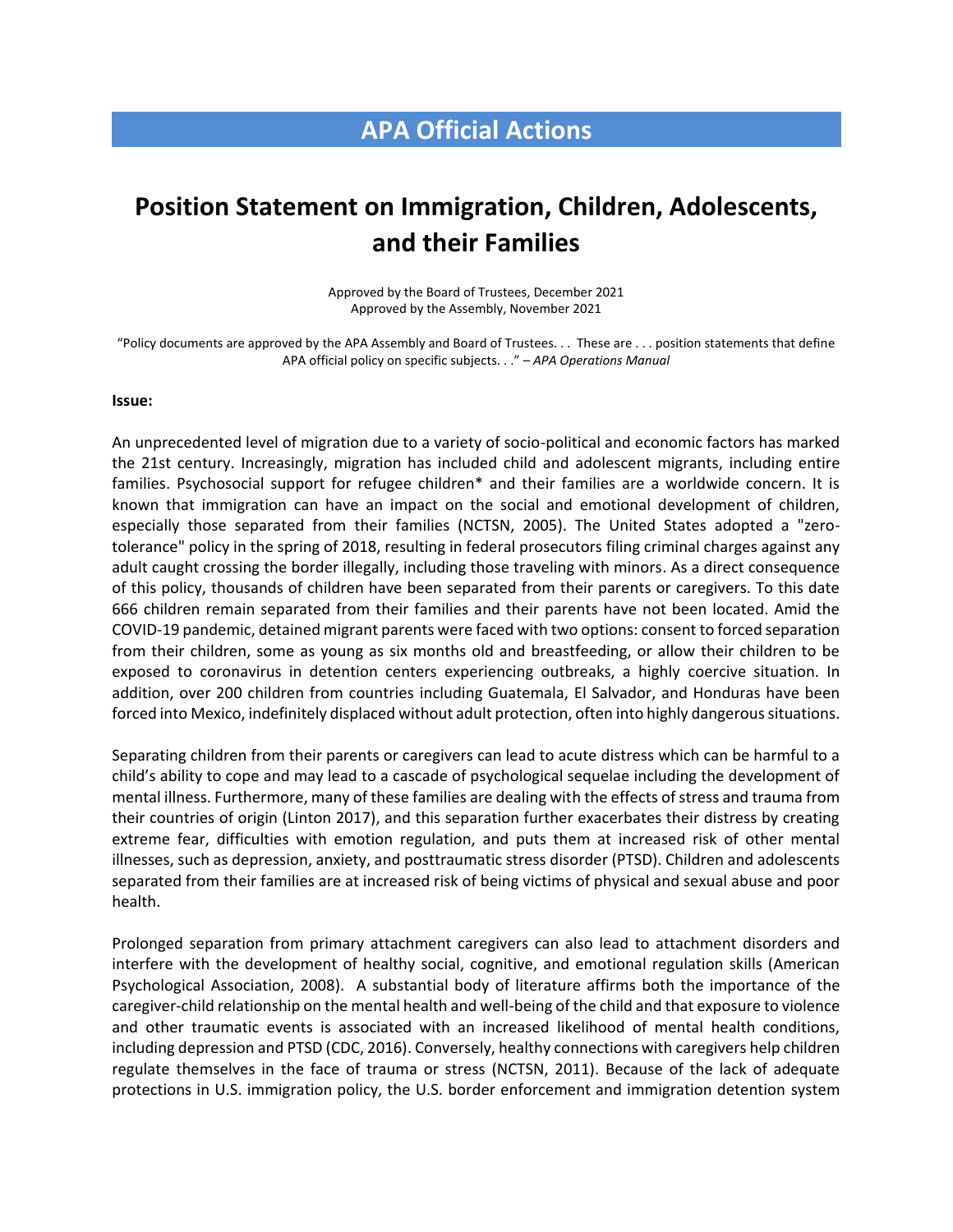# APA Official Actions

## Position Statement on Immigration, Children, Adolescents, and their Families

Approved by the Board of Trustees, December 2021
Approved by the Assembly, November 2021

"Policy documents are approved by the APA Assembly and Board of Trustees. . . These are . . . position statements that define APA official policy on specific subjects. . ." – *APA Operations Manual*

**Issue:**

An unprecedented level of migration due to a variety of socio-political and economic factors has marked the 21st century. Increasingly, migration has included child and adolescent migrants, including entire families. Psychosocial support for refugee children* and their families are a worldwide concern. It is known that immigration can have an impact on the social and emotional development of children, especially those separated from their families (NCTSN, 2005). The United States adopted a "zero-tolerance" policy in the spring of 2018, resulting in federal prosecutors filing criminal charges against any adult caught crossing the border illegally, including those traveling with minors. As a direct consequence of this policy, thousands of children have been separated from their parents or caregivers. To this date 666 children remain separated from their families and their parents have not been located. Amid the COVID-19 pandemic, detained migrant parents were faced with two options: consent to forced separation from their children, some as young as six months old and breastfeeding, or allow their children to be exposed to coronavirus in detention centers experiencing outbreaks, a highly coercive situation. In addition, over 200 children from countries including Guatemala, El Salvador, and Honduras have been forced into Mexico, indefinitely displaced without adult protection, often into highly dangerous situations.

Separating children from their parents or caregivers can lead to acute distress which can be harmful to a child's ability to cope and may lead to a cascade of psychological sequelae including the development of mental illness. Furthermore, many of these families are dealing with the effects of stress and trauma from their countries of origin (Linton 2017), and this separation further exacerbates their distress by creating extreme fear, difficulties with emotion regulation, and puts them at increased risk of other mental illnesses, such as depression, anxiety, and posttraumatic stress disorder (PTSD). Children and adolescents separated from their families are at increased risk of being victims of physical and sexual abuse and poor health.

Prolonged separation from primary attachment caregivers can also lead to attachment disorders and interfere with the development of healthy social, cognitive, and emotional regulation skills (American Psychological Association, 2008). A substantial body of literature affirms both the importance of the caregiver-child relationship on the mental health and well-being of the child and that exposure to violence and other traumatic events is associated with an increased likelihood of mental health conditions, including depression and PTSD (CDC, 2016). Conversely, healthy connections with caregivers help children regulate themselves in the face of trauma or stress (NCTSN, 2011). Because of the lack of adequate protections in U.S. immigration policy, the U.S. border enforcement and immigration detention system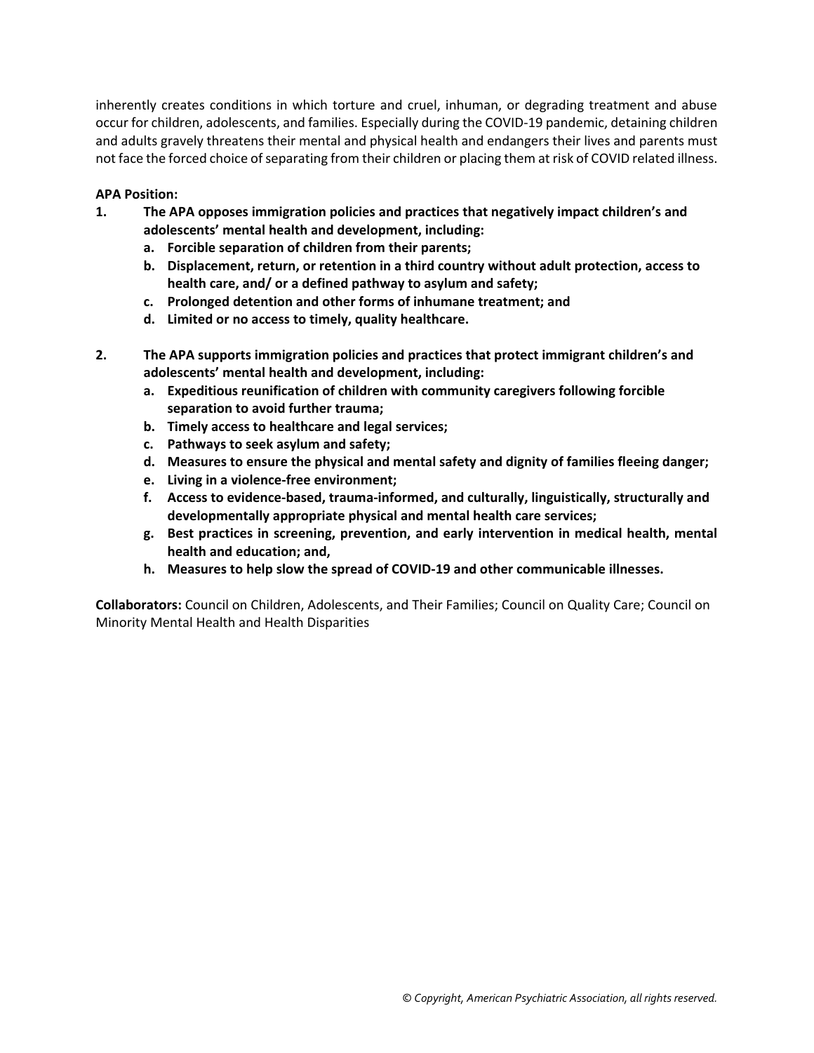inherently creates conditions in which torture and cruel, inhuman, or degrading treatment and abuse occur for children, adolescents, and families. Especially during the COVID-19 pandemic, detaining children and adults gravely threatens their mental and physical health and endangers their lives and parents must not face the forced choice of separating from their children or placing them at risk of COVID related illness.

**APA Position:**

1. **The APA opposes immigration policies and practices that negatively impact children's and adolescents' mental health and development, including:**
    a. **Forcible separation of children from their parents;**
    b. **Displacement, return, or retention in a third country without adult protection, access to health care, and/ or a defined pathway to asylum and safety;**
    c. **Prolonged detention and other forms of inhumane treatment; and**
    d. **Limited or no access to timely, quality healthcare.**

2. **The APA supports immigration policies and practices that protect immigrant children's and adolescents' mental health and development, including:**
    a. **Expeditious reunification of children with community caregivers following forcible separation to avoid further trauma;**
    b. **Timely access to healthcare and legal services;**
    c. **Pathways to seek asylum and safety;**
    d. **Measures to ensure the physical and mental safety and dignity of families fleeing danger;**
    e. **Living in a violence-free environment;**
    f. **Access to evidence-based, trauma-informed, and culturally, linguistically, structurally and developmentally appropriate physical and mental health care services;**
    g. **Best practices in screening, prevention, and early intervention in medical health, mental health and education; and,**
    h. **Measures to help slow the spread of COVID-19 and other communicable illnesses.**

**Collaborators:** Council on Children, Adolescents, and Their Families; Council on Quality Care; Council on Minority Mental Health and Health Disparities

*© Copyright, American Psychiatric Association, all rights reserved.*